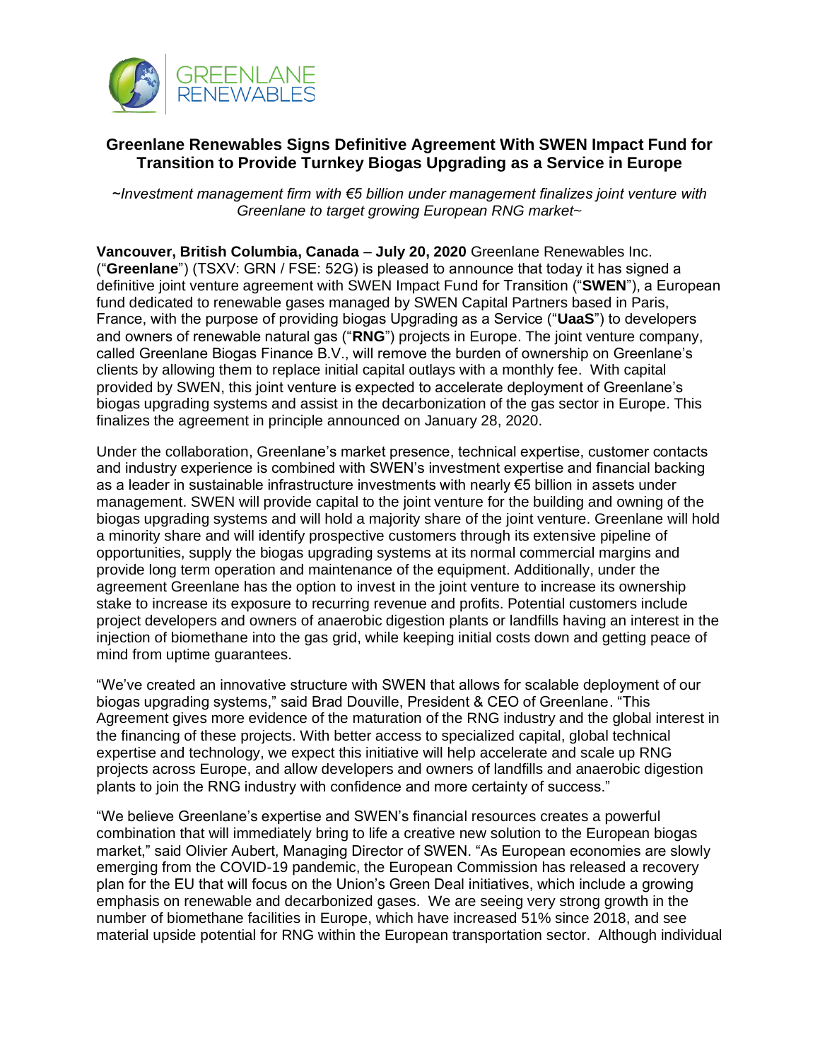# Greenlane Renewables Signs Definitive Agreement With SWEN Impact Fund for Transition to Provide Turnkey Biogas Upgrading as a Service in Europe

*~Investment management firm with €5 billion under management finalizes joint venture with Greenlane to target growing European RNG market~*

**Vancouver, British Columbia, Canada** – **July 20, 2020** Greenlane Renewables Inc. ("**Greenlane**") (TSXV: GRN / FSE: 52G) is pleased to announce that today it has signed a definitive joint venture agreement with SWEN Impact Fund for Transition ("**SWEN**"), a European fund dedicated to renewable gases managed by SWEN Capital Partners based in Paris, France, with the purpose of providing biogas Upgrading as a Service ("**UaaS**") to developers and owners of renewable natural gas ("**RNG**") projects in Europe. The joint venture company, called Greenlane Biogas Finance B.V., will remove the burden of ownership on Greenlane's clients by allowing them to replace initial capital outlays with a monthly fee. With capital provided by SWEN, this joint venture is expected to accelerate deployment of Greenlane's biogas upgrading systems and assist in the decarbonization of the gas sector in Europe. This finalizes the agreement in principle announced on January 28, 2020.

Under the collaboration, Greenlane's market presence, technical expertise, customer contacts and industry experience is combined with SWEN's investment expertise and financial backing as a leader in sustainable infrastructure investments with nearly €5 billion in assets under management. SWEN will provide capital to the joint venture for the building and owning of the biogas upgrading systems and will hold a majority share of the joint venture. Greenlane will hold a minority share and will identify prospective customers through its extensive pipeline of opportunities, supply the biogas upgrading systems at its normal commercial margins and provide long term operation and maintenance of the equipment. Additionally, under the agreement Greenlane has the option to invest in the joint venture to increase its ownership stake to increase its exposure to recurring revenue and profits. Potential customers include project developers and owners of anaerobic digestion plants or landfills having an interest in the injection of biomethane into the gas grid, while keeping initial costs down and getting peace of mind from uptime guarantees.

"We've created an innovative structure with SWEN that allows for scalable deployment of our biogas upgrading systems," said Brad Douville, President & CEO of Greenlane. "This Agreement gives more evidence of the maturation of the RNG industry and the global interest in the financing of these projects. With better access to specialized capital, global technical expertise and technology, we expect this initiative will help accelerate and scale up RNG projects across Europe, and allow developers and owners of landfills and anaerobic digestion plants to join the RNG industry with confidence and more certainty of success."

"We believe Greenlane's expertise and SWEN's financial resources creates a powerful combination that will immediately bring to life a creative new solution to the European biogas market," said Olivier Aubert, Managing Director of SWEN. "As European economies are slowly emerging from the COVID-19 pandemic, the European Commission has released a recovery plan for the EU that will focus on the Union's Green Deal initiatives, which include a growing emphasis on renewable and decarbonized gases. We are seeing very strong growth in the number of biomethane facilities in Europe, which have increased 51% since 2018, and see material upside potential for RNG within the European transportation sector. Although individual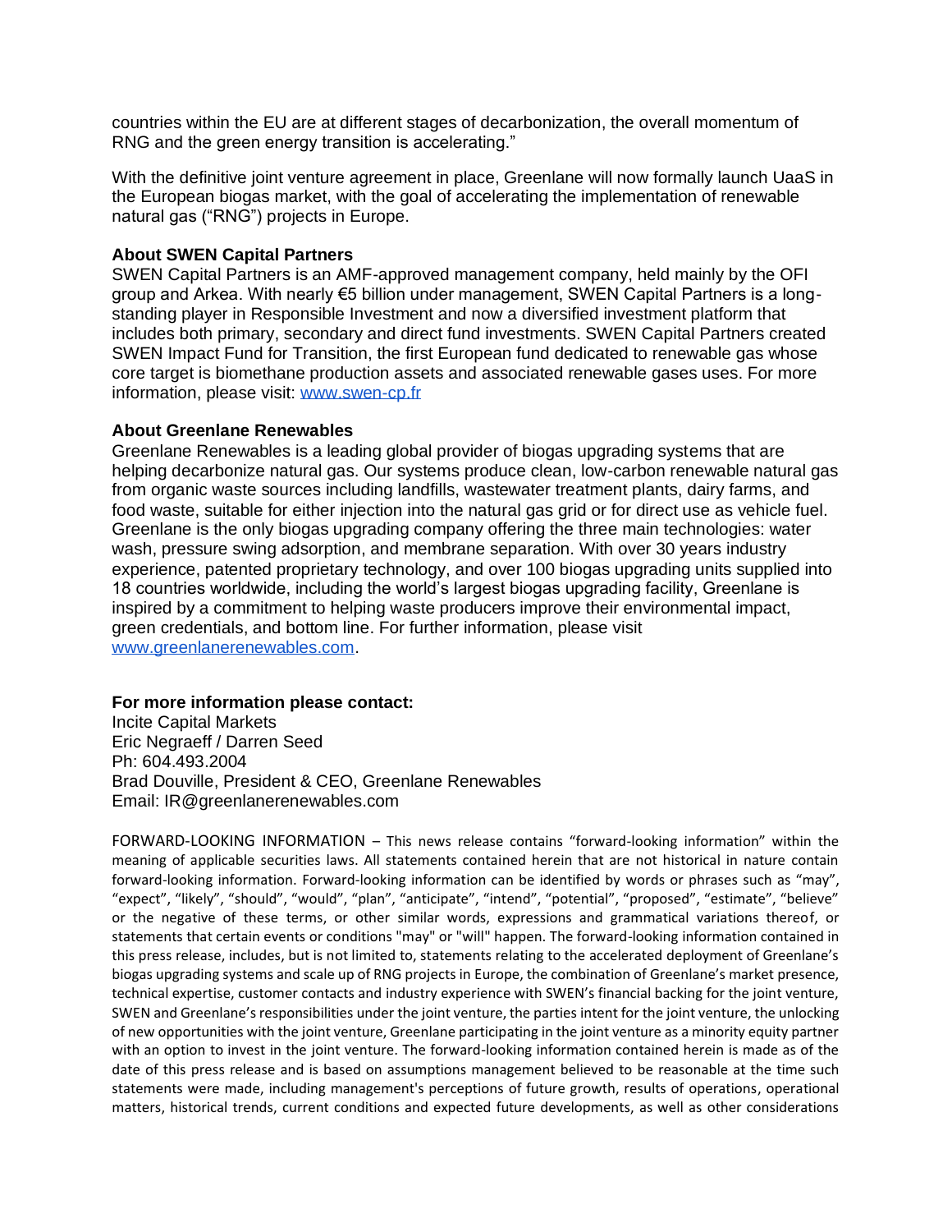countries within the EU are at different stages of decarbonization, the overall momentum of RNG and the green energy transition is accelerating."

With the definitive joint venture agreement in place, Greenlane will now formally launch UaaS in the European biogas market, with the goal of accelerating the implementation of renewable natural gas ("RNG") projects in Europe.

**About SWEN Capital Partners**
SWEN Capital Partners is an AMF-approved management company, held mainly by the OFI group and Arkea. With nearly €5 billion under management, SWEN Capital Partners is a long-standing player in Responsible Investment and now a diversified investment platform that includes both primary, secondary and direct fund investments. SWEN Capital Partners created SWEN Impact Fund for Transition, the first European fund dedicated to renewable gas whose core target is biomethane production assets and associated renewable gases uses. For more information, please visit: [www.swen-cp.fr](http://www.swen-cp.fr)

**About Greenlane Renewables**
Greenlane Renewables is a leading global provider of biogas upgrading systems that are helping decarbonize natural gas. Our systems produce clean, low-carbon renewable natural gas from organic waste sources including landfills, wastewater treatment plants, dairy farms, and food waste, suitable for either injection into the natural gas grid or for direct use as vehicle fuel. Greenlane is the only biogas upgrading company offering the three main technologies: water wash, pressure swing adsorption, and membrane separation. With over 30 years industry experience, patented proprietary technology, and over 100 biogas upgrading units supplied into 18 countries worldwide, including the world's largest biogas upgrading facility, Greenlane is inspired by a commitment to helping waste producers improve their environmental impact, green credentials, and bottom line. For further information, please visit [www.greenlanerenewables.com](http://www.greenlanerenewables.com).

**For more information please contact:**
Incite Capital Markets
Eric Negraeff / Darren Seed
Ph: 604.493.2004
Brad Douville, President & CEO, Greenlane Renewables
Email: IR@greenlanerenewables.com

FORWARD-LOOKING INFORMATION – This news release contains "forward-looking information" within the meaning of applicable securities laws. All statements contained herein that are not historical in nature contain forward-looking information. Forward-looking information can be identified by words or phrases such as "may", "expect", "likely", "should", "would", "plan", "anticipate", "intend", "potential", "proposed", "estimate", "believe" or the negative of these terms, or other similar words, expressions and grammatical variations thereof, or statements that certain events or conditions "may" or "will" happen. The forward-looking information contained in this press release, includes, but is not limited to, statements relating to the accelerated deployment of Greenlane's biogas upgrading systems and scale up of RNG projects in Europe, the combination of Greenlane's market presence, technical expertise, customer contacts and industry experience with SWEN's financial backing for the joint venture, SWEN and Greenlane's responsibilities under the joint venture, the parties intent for the joint venture, the unlocking of new opportunities with the joint venture, Greenlane participating in the joint venture as a minority equity partner with an option to invest in the joint venture. The forward-looking information contained herein is made as of the date of this press release and is based on assumptions management believed to be reasonable at the time such statements were made, including management's perceptions of future growth, results of operations, operational matters, historical trends, current conditions and expected future developments, as well as other considerations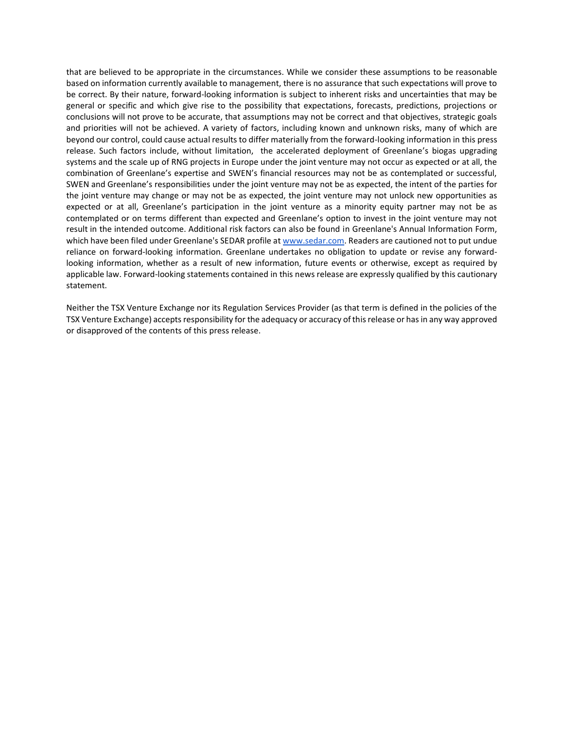that are believed to be appropriate in the circumstances. While we consider these assumptions to be reasonable based on information currently available to management, there is no assurance that such expectations will prove to be correct. By their nature, forward-looking information is subject to inherent risks and uncertainties that may be general or specific and which give rise to the possibility that expectations, forecasts, predictions, projections or conclusions will not prove to be accurate, that assumptions may not be correct and that objectives, strategic goals and priorities will not be achieved. A variety of factors, including known and unknown risks, many of which are beyond our control, could cause actual results to differ materially from the forward-looking information in this press release. Such factors include, without limitation, the accelerated deployment of Greenlane's biogas upgrading systems and the scale up of RNG projects in Europe under the joint venture may not occur as expected or at all, the combination of Greenlane's expertise and SWEN's financial resources may not be as contemplated or successful, SWEN and Greenlane's responsibilities under the joint venture may not be as expected, the intent of the parties for the joint venture may change or may not be as expected, the joint venture may not unlock new opportunities as expected or at all, Greenlane's participation in the joint venture as a minority equity partner may not be as contemplated or on terms different than expected and Greenlane's option to invest in the joint venture may not result in the intended outcome. Additional risk factors can also be found in Greenlane's Annual Information Form, which have been filed under Greenlane's SEDAR profile at [www.sedar.com](http://www.sedar.com). Readers are cautioned not to put undue reliance on forward-looking information. Greenlane undertakes no obligation to update or revise any forward-looking information, whether as a result of new information, future events or otherwise, except as required by applicable law. Forward-looking statements contained in this news release are expressly qualified by this cautionary statement.

Neither the TSX Venture Exchange nor its Regulation Services Provider (as that term is defined in the policies of the TSX Venture Exchange) accepts responsibility for the adequacy or accuracy of this release or has in any way approved or disapproved of the contents of this press release.